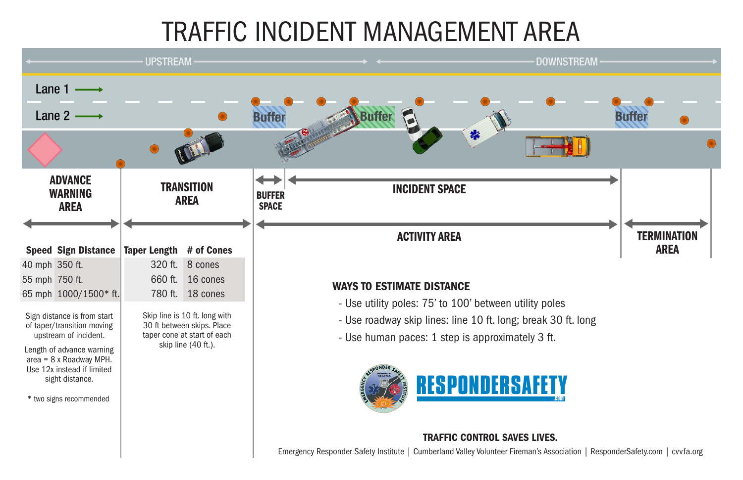# TRAFFIC INCIDENT MANAGEMENT AREA

UPSTREAM — DOWNSTREAM

Lane 1 →

Lane 2 →

Buffer | Buffer | Buffer

## ADVANCE WARNING AREA

| Speed | Sign Distance |
|---|---|
| 40 mph | 350 ft. |
| 55 mph | 750 ft. |
| 65 mph | 1000/1500* ft. |

Sign distance is from start of taper/transition moving upstream of incident.

Length of advance warning area = 8 x Roadway MPH. Use 12x instead if limited sight distance.

\* two signs recommended

## TRANSITION AREA

| Taper Length | # of Cones |
|---|---|
| 320 ft. | 8 cones |
| 660 ft. | 16 cones |
| 780 ft. | 18 cones |

Skip line is 10 ft. long with 30 ft between skips. Place taper cone at start of each skip line (40 ft.).

## BUFFER SPACE

## INCIDENT SPACE

## ACTIVITY AREA

## TERMINATION AREA

### WAYS TO ESTIMATE DISTANCE

- Use utility poles: 75' to 100' between utility poles
- Use roadway skip lines: line 10 ft. long; break 30 ft. long
- Use human paces: 1 step is approximately 3 ft.

RESPONDERSAFETY.COM

**TRAFFIC CONTROL SAVES LIVES.**

Emergency Responder Safety Institute | Cumberland Valley Volunteer Fireman's Association | ResponderSafety.com | cvvfa.org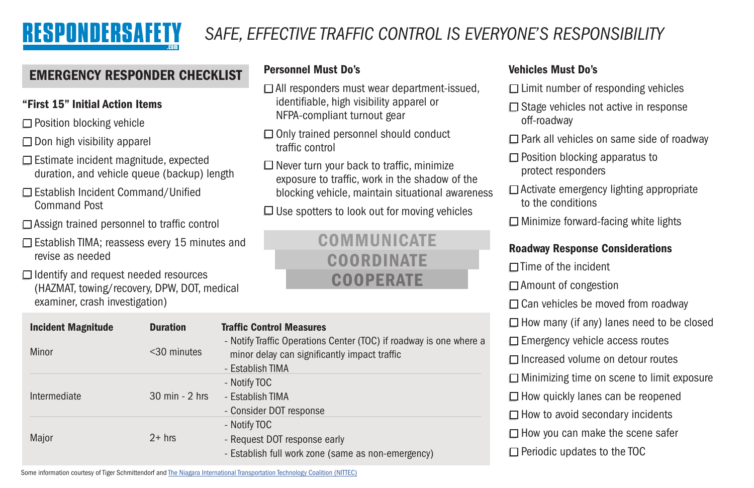# RESPONDERSAFETY.com

*SAFE, EFFECTIVE TRAFFIC CONTROL IS EVERYONE'S RESPONSIBILITY*

## EMERGENCY RESPONDER CHECKLIST

### "First 15" Initial Action Items

- ☐ Position blocking vehicle
- ☐ Don high visibility apparel
- ☐ Estimate incident magnitude, expected duration, and vehicle queue (backup) length
- ☐ Establish Incident Command/Unified Command Post
- ☐ Assign trained personnel to traffic control
- ☐ Establish TIMA; reassess every 15 minutes and revise as needed
- ☐ Identify and request needed resources (HAZMAT, towing/recovery, DPW, DOT, medical examiner, crash investigation)

### Personnel Must Do's

- ☐ All responders must wear department-issued, identifiable, high visibility apparel or NFPA-compliant turnout gear
- ☐ Only trained personnel should conduct traffic control
- ☐ Never turn your back to traffic, minimize exposure to traffic, work in the shadow of the blocking vehicle, maintain situational awareness
- ☐ Use spotters to look out for moving vehicles

**COMMUNICATE**
**COORDINATE**
**COOPERATE**

| Incident Magnitude | Duration | Traffic Control Measures |
|---|---|---|
| Minor | <30 minutes | - Notify Traffic Operations Center (TOC) if roadway is one where a minor delay can significantly impact traffic<br>- Establish TIMA |
| Intermediate | 30 min - 2 hrs | - Notify TOC<br>- Establish TIMA<br>- Consider DOT response |
| Major | 2+ hrs | - Notify TOC<br>- Request DOT response early<br>- Establish full work zone (same as non-emergency) |

### Vehicles Must Do's

- ☐ Limit number of responding vehicles
- ☐ Stage vehicles not active in response off-roadway
- ☐ Park all vehicles on same side of roadway
- ☐ Position blocking apparatus to protect responders
- ☐ Activate emergency lighting appropriate to the conditions
- ☐ Minimize forward-facing white lights

### Roadway Response Considerations

- ☐ Time of the incident
- ☐ Amount of congestion
- ☐ Can vehicles be moved from roadway
- ☐ How many (if any) lanes need to be closed
- ☐ Emergency vehicle access routes
- ☐ Increased volume on detour routes
- ☐ Minimizing time on scene to limit exposure
- ☐ How quickly lanes can be reopened
- ☐ How to avoid secondary incidents
- ☐ How you can make the scene safer
- ☐ Periodic updates to the TOC

Some information courtesy of Tiger Schmittendorf and The Niagara International Transportation Technology Coalition (NITTEC)